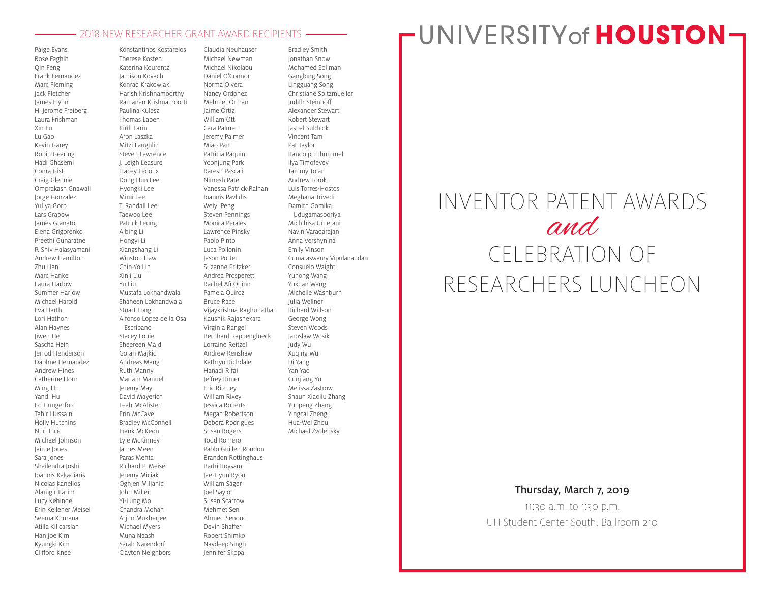## 2018 NEW RESEARCHER GRANT AWARD RECIPIENTS

Paige Evans
Rose Faghih
Qin Feng
Frank Fernandez
Marc Fleming
Jack Fletcher
James Flynn
H. Jerome Freiberg
Laura Frishman
Xin Fu
Lu Gao
Kevin Garey
Robin Gearing
Hadi Ghasemi
Conra Gist
Craig Glennie
Omprakash Gnawali
Jorge Gonzalez
Yuliya Gorb
Lars Grabow
James Granato
Elena Grigorenko
Preethi Gunaratne
P. Shiv Halasyamani
Andrew Hamilton
Zhu Han
Marc Hanke
Laura Harlow
Summer Harlow
Michael Harold
Eva Harth
Lori Hathon
Alan Haynes
Jiwen He
Sascha Hein
Jerrod Henderson
Daphne Hernandez
Andrew Hines
Catherine Horn
Ming Hu
Yandi Hu
Ed Hungerford
Tahir Hussain
Holly Hutchins
Nuri Ince
Michael Johnson
Jaime Jones
Sara Jones
Shailendra Joshi
Ioannis Kakadiaris
Nicolas Kanellos
Alamgir Karim
Lucy Kehinde
Erin Kelleher Meisel
Seema Khurana
Atilla Kilicarslan
Han Joe Kim
Kyungki Kim
Clifford Knee
Konstantinos Kostarelos
Therese Kosten
Katerina Kourentzi
Jamison Kovach
Konrad Krakowiak
Harish Krishnamoorthy
Ramanan Krishnamoorti
Paulina Kulesz
Thomas Lapen
Kirill Larin
Aron Laszka
Mitzi Laughlin
Steven Lawrence
J. Leigh Leasure
Tracey Ledoux
Dong Hun Lee
Hyongki Lee
Mimi Lee
T. Randall Lee
Taewoo Lee
Patrick Leung
Aibing Li
Hongyi Li
Xiangshang Li
Winston Liaw
Chin-Yo Lin
Xinli Liu
Yu Liu
Mustafa Lokhandwala
Shaheen Lokhandwala
Stuart Long
Alfonso Lopez de la Osa Escribano
Stacey Louie
Sheereen Majd
Goran Majkic
Andreas Mang
Ruth Manny
Mariam Manuel
Jeremy May
David Mayerich
Leah McAlister
Erin McCave
Bradley McConnell
Frank McKeon
Lyle McKinney
James Meen
Paras Mehta
Richard P. Meisel
Jeremy Miciak
Ognjen Miljanic
John Miller
Yi-Lung Mo
Chandra Mohan
Arjun Mukherjee
Michael Myers
Muna Naash
Sarah Narendorf
Clayton Neighbors
Claudia Neuhauser
Michael Newman
Michael Nikolaou
Daniel O'Connor
Norma Olvera
Nancy Ordonez
Mehmet Orman
Jaime Ortiz
William Ott
Cara Palmer
Jeremy Palmer
Miao Pan
Patricia Paquin
Yoonjung Park
Raresh Pascali
Nimesh Patel
Vanessa Patrick-Ralhan
Ioannis Pavlidis
Weiyi Peng
Steven Pennings
Monica Perales
Lawrence Pinsky
Pablo Pinto
Luca Pollonini
Jason Porter
Suzanne Pritzker
Andrea Prosperetti
Rachel Afi Quinn
Pamela Quiroz
Bruce Race
Vijaykrishna Raghunathan
Kaushik Rajashekara
Virginia Rangel
Bernhard Rappenglueck
Lorraine Reitzel
Andrew Renshaw
Kathryn Richdale
Hanadi Rifai
Jeffrey Rimer
Eric Ritchey
William Rixey
Jessica Roberts
Megan Robertson
Debora Rodrigues
Susan Rogers
Todd Romero
Pablo Guillen Rondon
Brandon Rottinghaus
Badri Roysam
Jae-Hyun Ryou
William Sager
Joel Saylor
Susan Scarrow
Mehmet Sen
Ahmed Senouci
Devin Shaffer
Robert Shimko
Navdeep Singh
Jennifer Skopal
Bradley Smith
Jonathan Snow
Mohamed Soliman
Gangbing Song
Lingguang Song
Christiane Spitzmueller
Judith Steinhoff
Alexander Stewart
Robert Stewart
Jaspal Subhlok
Vincent Tam
Pat Taylor
Randolph Thummel
Ilya Timofeyev
Tammy Tolar
Andrew Torok
Luis Torres-Hostos
Meghana Trivedi
Damith Gomika Udugamasooriya
Michihisa Umetani
Navin Varadarajan
Anna Vershynina
Emily Vinson
Cumaraswamy Vipulanandan
Consuelo Waight
Yuhong Wang
Yuxuan Wang
Michelle Washburn
Julia Wellner
Richard Willson
George Wong
Steven Woods
Jaroslaw Wosik
Judy Wu
Xuqing Wu
Di Yang
Yan Yao
Cunjiang Yu
Melissa Zastrow
Shaun Xiaoliu Zhang
Yunpeng Zhang
Yingcai Zheng
Hua-Wei Zhou
Michael Zvolensky

# UNIVERSITY of HOUSTON

# INVENTOR PATENT AWARDS *and* CELEBRATION OF RESEARCHERS LUNCHEON

**Thursday, March 7, 2019**

11:30 a.m. to 1:30 p.m.

UH Student Center South, Ballroom 210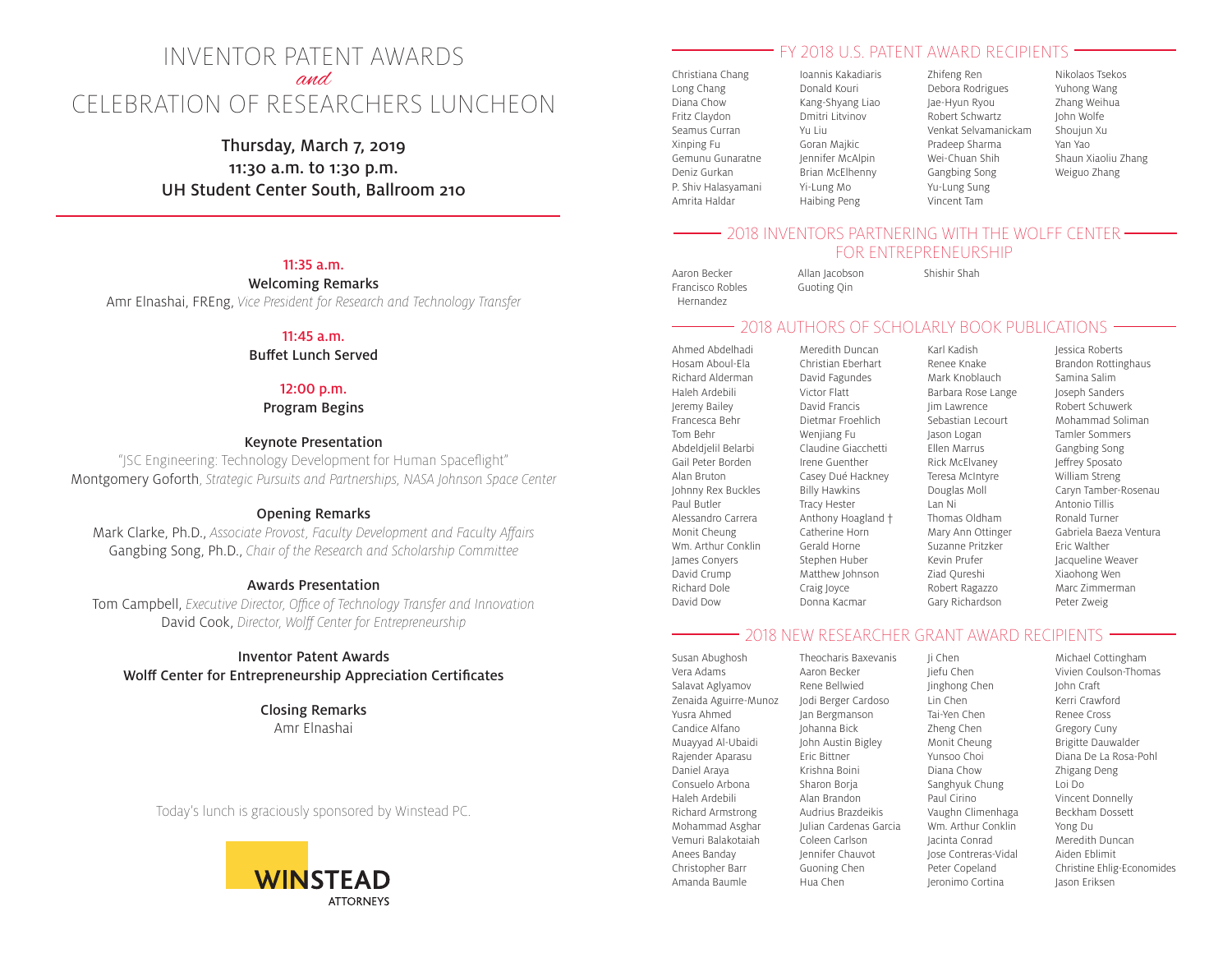# INVENTOR PATENT AWARDS *and* CELEBRATION OF RESEARCHERS LUNCHEON

**Thursday, March 7, 2019**
**11:30 a.m. to 1:30 p.m.**
**UH Student Center South, Ballroom 210**

**11:35 a.m.**
**Welcoming Remarks**
Amr Elnashai, FREng, *Vice President for Research and Technology Transfer*

**11:45 a.m.**
**Buffet Lunch Served**

**12:00 p.m.**
**Program Begins**

**Keynote Presentation**
"JSC Engineering: Technology Development for Human Spaceflight"
Montgomery Goforth, *Strategic Pursuits and Partnerships, NASA Johnson Space Center*

**Opening Remarks**
Mark Clarke, Ph.D., *Associate Provost, Faculty Development and Faculty Affairs*
Gangbing Song, Ph.D., *Chair of the Research and Scholarship Committee*

**Awards Presentation**
Tom Campbell, *Executive Director, Office of Technology Transfer and Innovation*
David Cook, *Director, Wolff Center for Entrepreneurship*

**Inventor Patent Awards**
**Wolff Center for Entrepreneurship Appreciation Certificates**

**Closing Remarks**
Amr Elnashai

Today's lunch is graciously sponsored by Winstead PC.

WINSTEAD ATTORNEYS

## FY 2018 U.S. PATENT AWARD RECIPIENTS

Christiana Chang
Long Chang
Diana Chow
Fritz Claydon
Seamus Curran
Xinping Fu
Gemunu Gunaratne
Deniz Gurkan
P. Shiv Halasyamani
Amrita Haldar
Ioannis Kakadiaris
Donald Kouri
Kang-Shyang Liao
Dmitri Litvinov
Yu Liu
Goran Majkic
Jennifer McAlpin
Brian McElhenny
Yi-Lung Mo
Haibing Peng
Zhifeng Ren
Debora Rodrigues
Jae-Hyun Ryou
Robert Schwartz
Venkat Selvamanickam
Pradeep Sharma
Wei-Chuan Shih
Gangbing Song
Yu-Lung Sung
Vincent Tam
Nikolaos Tsekos
Yuhong Wang
Zhang Weihua
John Wolfe
Shoujun Xu
Yan Yao
Shaun Xiaoliu Zhang
Weiguo Zhang

## 2018 INVENTORS PARTNERING WITH THE WOLFF CENTER FOR ENTREPRENEURSHIP

Aaron Becker
Francisco Robles Hernandez
Allan Jacobson
Guoting Qin
Shishir Shah

## 2018 AUTHORS OF SCHOLARLY BOOK PUBLICATIONS

Ahmed Abdelhadi
Hosam Aboul-Ela
Richard Alderman
Haleh Ardebili
Jeremy Bailey
Francesca Behr
Tom Behr
Abdeldjelil Belarbi
Gail Peter Borden
Alan Bruton
Johnny Rex Buckles
Paul Butler
Alessandro Carrera
Monit Cheung
Wm. Arthur Conklin
James Conyers
David Crump
Richard Dole
David Dow
Meredith Duncan
Christian Eberhart
David Fagundes
Victor Flatt
David Francis
Dietmar Froehlich
Wenjiang Fu
Claudine Giacchetti
Irene Guenther
Casey Dué Hackney
Billy Hawkins
Tracy Hester
Anthony Hoagland †
Catherine Horn
Gerald Horne
Stephen Huber
Matthew Johnson
Craig Joyce
Donna Kacmar
Karl Kadish
Renee Knake
Mark Knoblauch
Barbara Rose Lange
Jim Lawrence
Sebastian Lecourt
Jason Logan
Ellen Marrus
Rick McElvaney
Teresa McIntyre
Douglas Moll
Lan Ni
Thomas Oldham
Mary Ann Ottinger
Suzanne Pritzker
Kevin Prufer
Ziad Qureshi
Robert Ragazzo
Gary Richardson
Jessica Roberts
Brandon Rottinghaus
Samina Salim
Joseph Sanders
Robert Schuwerk
Mohammad Soliman
Tamler Sommers
Gangbing Song
Jeffrey Sposato
William Streng
Caryn Tamber-Rosenau
Antonio Tillis
Ronald Turner
Gabriela Baeza Ventura
Eric Walther
Jacqueline Weaver
Xiaohong Wen
Marc Zimmerman
Peter Zweig

## 2018 NEW RESEARCHER GRANT AWARD RECIPIENTS

Susan Abughosh
Vera Adams
Salavat Aglyamov
Zenaida Aguirre-Munoz
Yusra Ahmed
Candice Alfano
Muayyad Al-Ubaidi
Rajender Aparasu
Daniel Araya
Consuelo Arbona
Haleh Ardebili
Richard Armstrong
Mohammad Asghar
Vemuri Balakotaiah
Anees Banday
Christopher Barr
Amanda Baumle
Theocharis Baxevanis
Aaron Becker
Rene Bellwied
Jodi Berger Cardoso
Jan Bergmanson
Johanna Bick
John Austin Bigley
Eric Bittner
Krishna Boini
Sharon Borja
Alan Brandon
Audrius Brazdeikis
Julian Cardenas Garcia
Coleen Carlson
Jennifer Chauvot
Guoning Chen
Hua Chen
Ji Chen
Jiefu Chen
Jinghong Chen
Lin Chen
Tai-Yen Chen
Zheng Chen
Monit Cheung
Yunsoo Choi
Diana Chow
Sanghyuk Chung
Paul Cirino
Vaughn Climenhaga
Wm. Arthur Conklin
Jacinta Conrad
Jose Contreras-Vidal
Peter Copeland
Jeronimo Cortina
Michael Cottingham
Vivien Coulson-Thomas
John Craft
Kerri Crawford
Renee Cross
Gregory Cuny
Brigitte Dauwalder
Diana De La Rosa-Pohl
Zhigang Deng
Loi Do
Vincent Donnelly
Beckham Dossett
Yong Du
Meredith Duncan
Aiden Eblimit
Christine Ehlig-Economides
Jason Eriksen